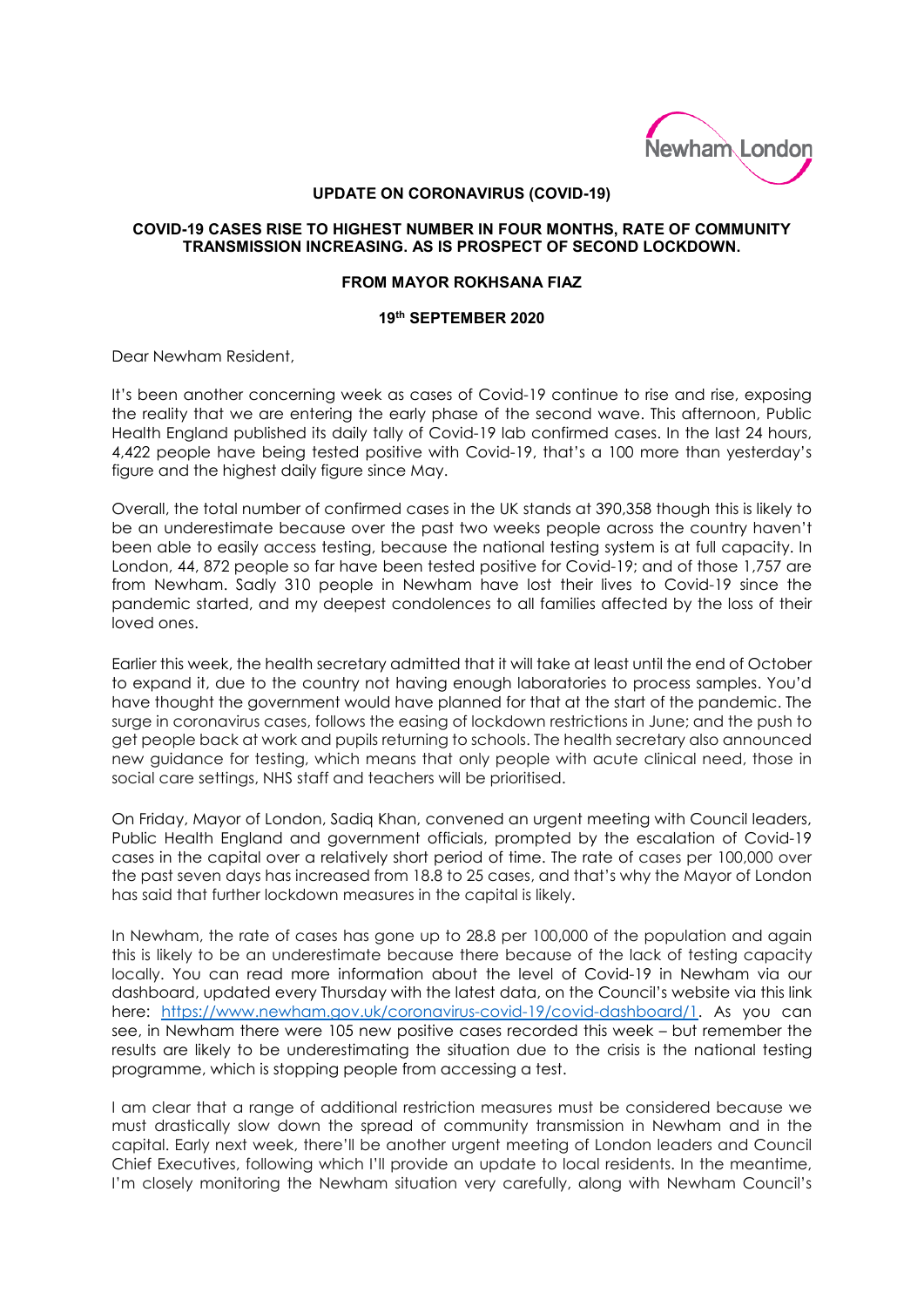Newham London

# UPDATE ON CORONAVIRUS (COVID-19)

## COVID-19 CASES RISE TO HIGHEST NUMBER IN FOUR MONTHS, RATE OF COMMUNITY TRANSMISSION INCREASING. AS IS PROSPECT OF SECOND LOCKDOWN.

### FROM MAYOR ROKHSANA FIAZ

### 19th SEPTEMBER 2020

Dear Newham Resident,

It's been another concerning week as cases of Covid-19 continue to rise and rise, exposing the reality that we are entering the early phase of the second wave. This afternoon, Public Health England published its daily tally of Covid-19 lab confirmed cases. In the last 24 hours, 4,422 people have being tested positive with Covid-19, that's a 100 more than yesterday's figure and the highest daily figure since May.

Overall, the total number of confirmed cases in the UK stands at 390,358 though this is likely to be an underestimate because over the past two weeks people across the country haven't been able to easily access testing, because the national testing system is at full capacity. In London, 44, 872 people so far have been tested positive for Covid-19; and of those 1,757 are from Newham. Sadly 310 people in Newham have lost their lives to Covid-19 since the pandemic started, and my deepest condolences to all families affected by the loss of their loved ones.

Earlier this week, the health secretary admitted that it will take at least until the end of October to expand it, due to the country not having enough laboratories to process samples. You'd have thought the government would have planned for that at the start of the pandemic. The surge in coronavirus cases, follows the easing of lockdown restrictions in June; and the push to get people back at work and pupils returning to schools. The health secretary also announced new guidance for testing, which means that only people with acute clinical need, those in social care settings, NHS staff and teachers will be prioritised.

On Friday, Mayor of London, Sadiq Khan, convened an urgent meeting with Council leaders, Public Health England and government officials, prompted by the escalation of Covid-19 cases in the capital over a relatively short period of time. The rate of cases per 100,000 over the past seven days has increased from 18.8 to 25 cases, and that's why the Mayor of London has said that further lockdown measures in the capital is likely.

In Newham, the rate of cases has gone up to 28.8 per 100,000 of the population and again this is likely to be an underestimate because there because of the lack of testing capacity locally. You can read more information about the level of Covid-19 in Newham via our dashboard, updated every Thursday with the latest data, on the Council's website via this link here: [https://www.newham.gov.uk/coronavirus-covid-19/covid-dashboard/1](https://www.newham.gov.uk/coronavirus-covid-19/covid-dashboard/1). As you can see, in Newham there were 105 new positive cases recorded this week – but remember the results are likely to be underestimating the situation due to the crisis is the national testing programme, which is stopping people from accessing a test.

I am clear that a range of additional restriction measures must be considered because we must drastically slow down the spread of community transmission in Newham and in the capital. Early next week, there'll be another urgent meeting of London leaders and Council Chief Executives, following which I'll provide an update to local residents. In the meantime, I'm closely monitoring the Newham situation very carefully, along with Newham Council's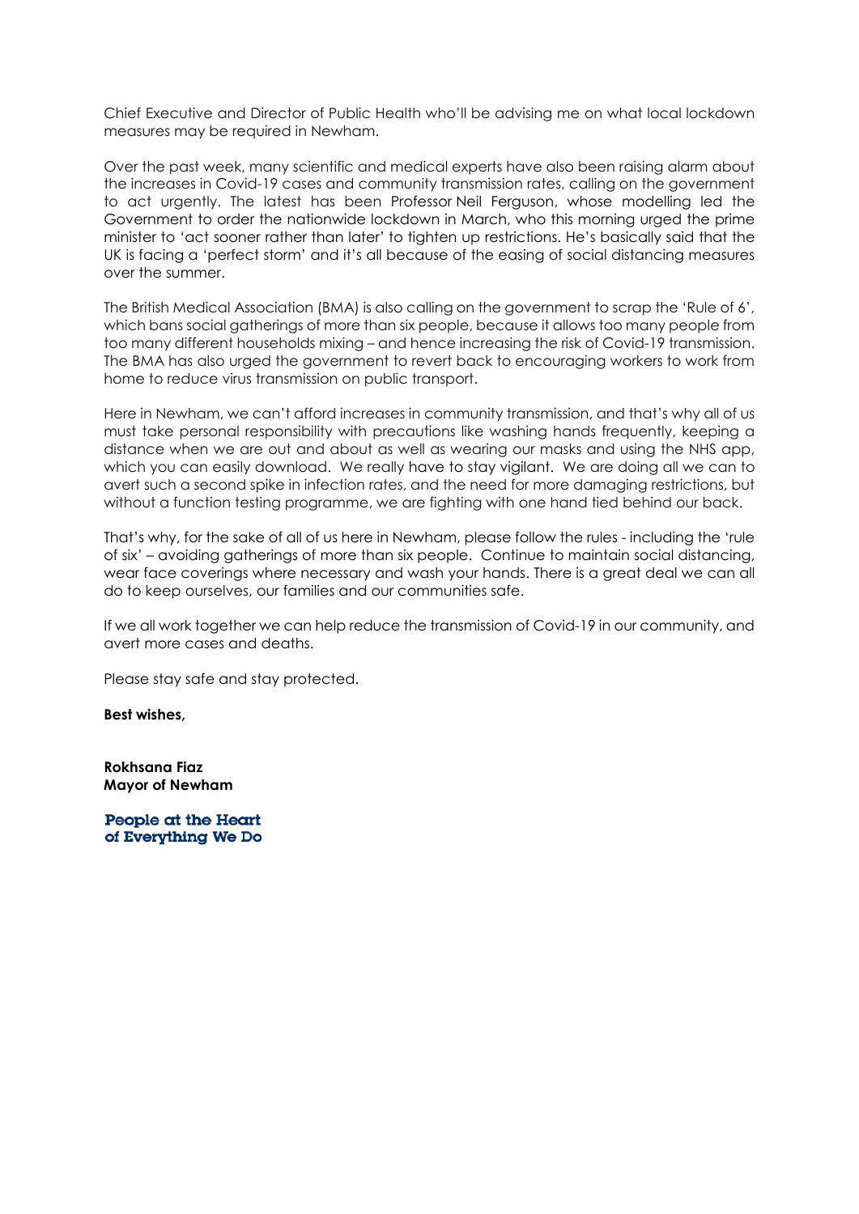Chief Executive and Director of Public Health who'll be advising me on what local lockdown measures may be required in Newham.

Over the past week, many scientific and medical experts have also been raising alarm about the increases in Covid-19 cases and community transmission rates, calling on the government to act urgently. The latest has been Professor Neil Ferguson, whose modelling led the Government to order the nationwide lockdown in March, who this morning urged the prime minister to 'act sooner rather than later' to tighten up restrictions. He's basically said that the UK is facing a 'perfect storm' and it's all because of the easing of social distancing measures over the summer.

The British Medical Association (BMA) is also calling on the government to scrap the 'Rule of 6', which bans social gatherings of more than six people, because it allows too many people from too many different households mixing – and hence increasing the risk of Covid-19 transmission. The BMA has also urged the government to revert back to encouraging workers to work from home to reduce virus transmission on public transport.

Here in Newham, we can't afford increases in community transmission, and that's why all of us must take personal responsibility with precautions like washing hands frequently, keeping a distance when we are out and about as well as wearing our masks and using the NHS app, which you can easily download. We really have to stay vigilant. We are doing all we can to avert such a second spike in infection rates, and the need for more damaging restrictions, but without a function testing programme, we are fighting with one hand tied behind our back.

That's why, for the sake of all of us here in Newham, please follow the rules - including the 'rule of six' – avoiding gatherings of more than six people. Continue to maintain social distancing, wear face coverings where necessary and wash your hands. There is a great deal we can all do to keep ourselves, our families and our communities safe.

If we all work together we can help reduce the transmission of Covid-19 in our community, and avert more cases and deaths.

Please stay safe and stay protected.

**Best wishes,**

**Rokhsana Fiaz**
**Mayor of Newham**

**People at the Heart of Everything We Do**